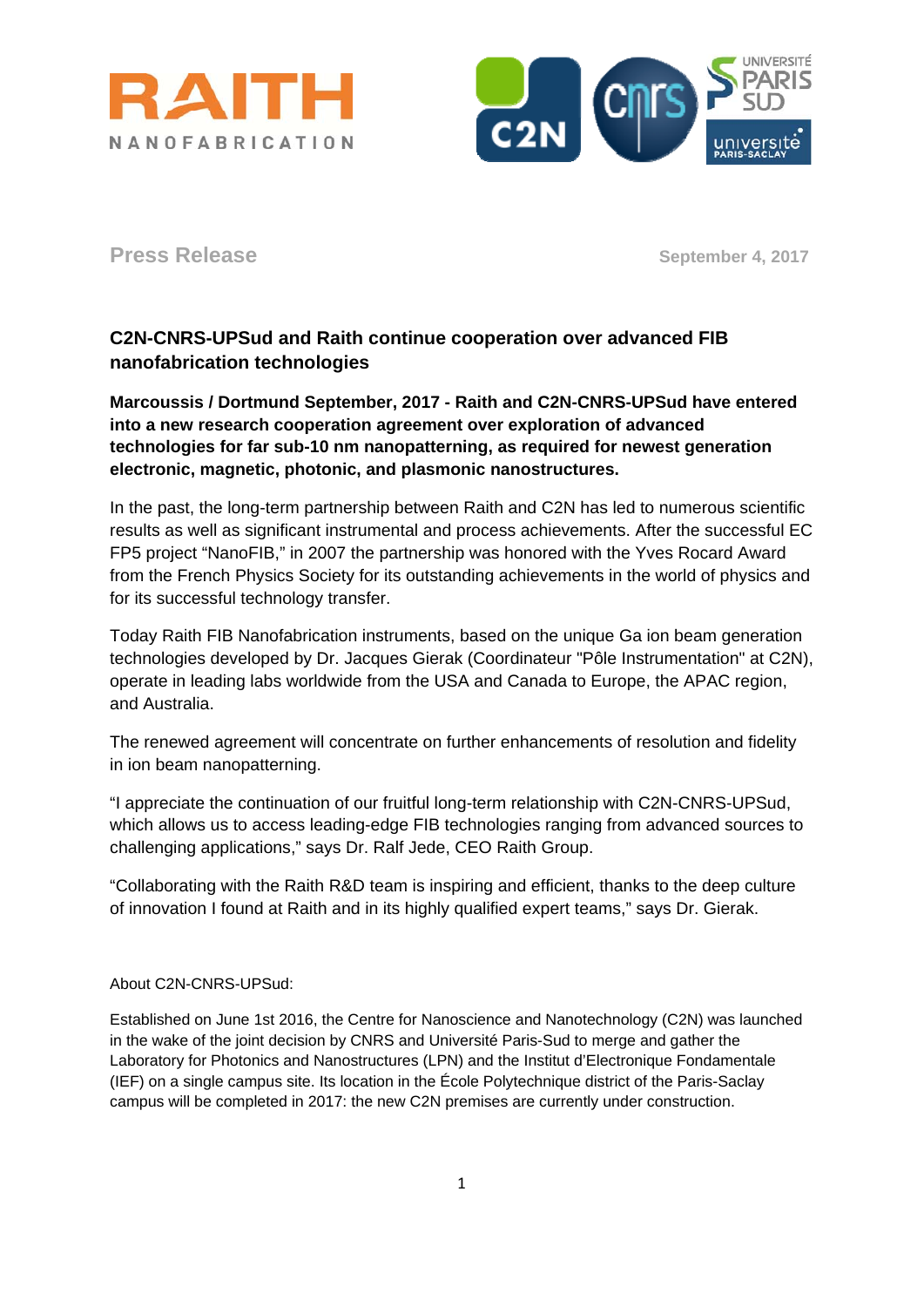Press Release

September 4, 2017

## C2N-CNRS-UPSud and Raith continue cooperation over advanced FIB nanofabrication technologies

**Marcoussis / Dortmund September, 2017 - Raith and C2N-CNRS-UPSud have entered into a new research cooperation agreement over exploration of advanced technologies for far sub-10 nm nanopatterning, as required for newest generation electronic, magnetic, photonic, and plasmonic nanostructures.**

In the past, the long-term partnership between Raith and C2N has led to numerous scientific results as well as significant instrumental and process achievements. After the successful EC FP5 project "NanoFIB," in 2007 the partnership was honored with the Yves Rocard Award from the French Physics Society for its outstanding achievements in the world of physics and for its successful technology transfer.

Today Raith FIB Nanofabrication instruments, based on the unique Ga ion beam generation technologies developed by Dr. Jacques Gierak (Coordinateur "Pôle Instrumentation" at C2N), operate in leading labs worldwide from the USA and Canada to Europe, the APAC region, and Australia.

The renewed agreement will concentrate on further enhancements of resolution and fidelity in ion beam nanopatterning.

"I appreciate the continuation of our fruitful long-term relationship with C2N-CNRS-UPSud, which allows us to access leading-edge FIB technologies ranging from advanced sources to challenging applications," says Dr. Ralf Jede, CEO Raith Group.

"Collaborating with the Raith R&D team is inspiring and efficient, thanks to the deep culture of innovation I found at Raith and in its highly qualified expert teams," says Dr. Gierak.

About C2N-CNRS-UPSud:

Established on June 1st 2016, the Centre for Nanoscience and Nanotechnology (C2N) was launched in the wake of the joint decision by CNRS and Université Paris-Sud to merge and gather the Laboratory for Photonics and Nanostructures (LPN) and the Institut d'Electronique Fondamentale (IEF) on a single campus site. Its location in the École Polytechnique district of the Paris-Saclay campus will be completed in 2017: the new C2N premises are currently under construction.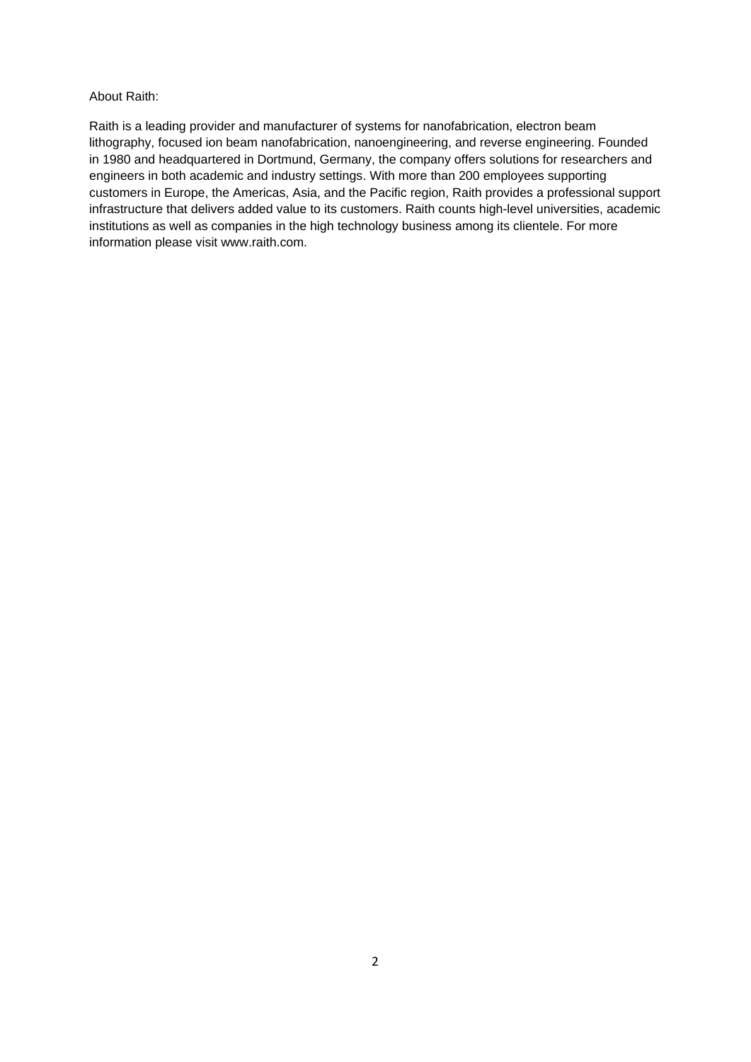About Raith:

Raith is a leading provider and manufacturer of systems for nanofabrication, electron beam lithography, focused ion beam nanofabrication, nanoengineering, and reverse engineering. Founded in 1980 and headquartered in Dortmund, Germany, the company offers solutions for researchers and engineers in both academic and industry settings. With more than 200 employees supporting customers in Europe, the Americas, Asia, and the Pacific region, Raith provides a professional support infrastructure that delivers added value to its customers. Raith counts high-level universities, academic institutions as well as companies in the high technology business among its clientele. For more information please visit www.raith.com.